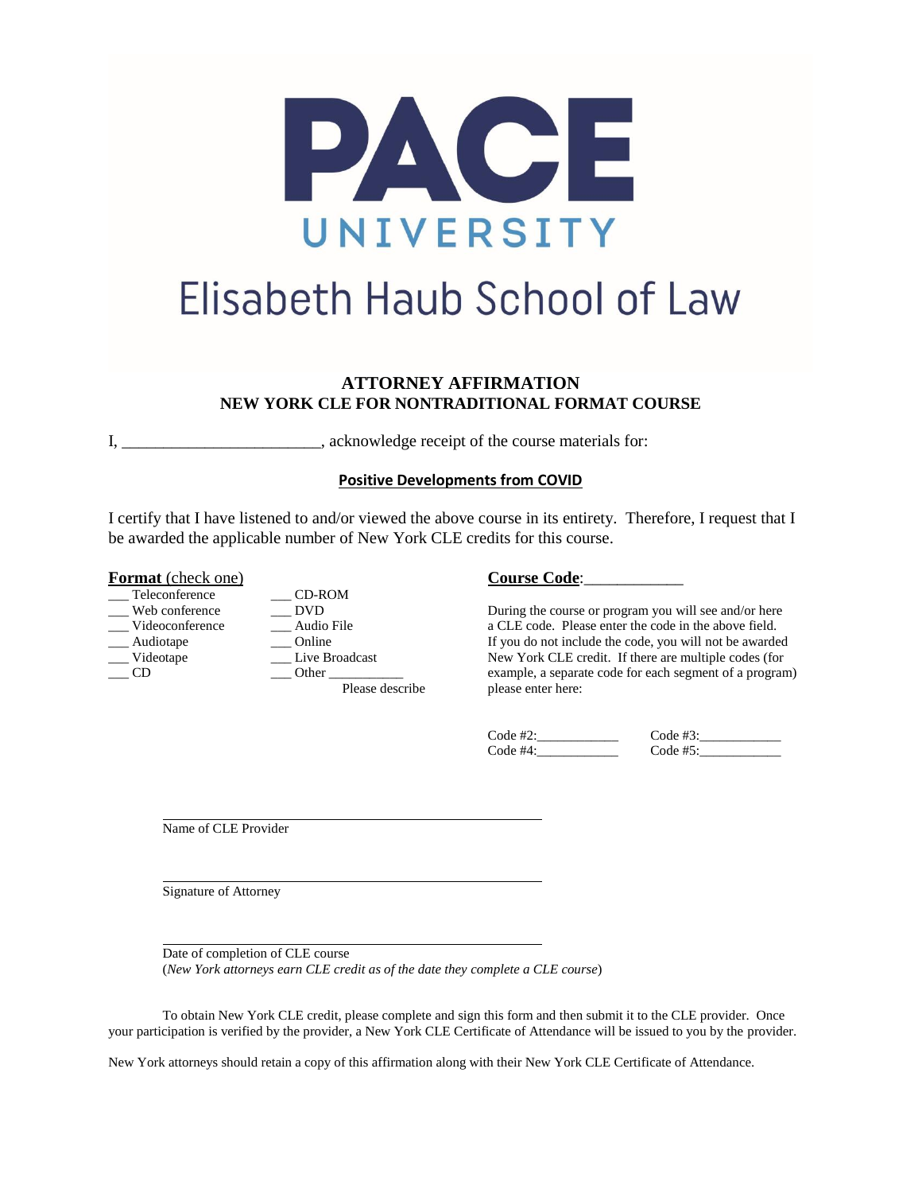PACE UNIVERSITY

Elisabeth Haub School of Law

## ATTORNEY AFFIRMATION
## NEW YORK CLE FOR NONTRADITIONAL FORMAT COURSE

I, ________________________, acknowledge receipt of the course materials for:

**Positive Developments from COVID**

I certify that I have listened to and/or viewed the above course in its entirety. Therefore, I request that I be awarded the applicable number of New York CLE credits for this course.

**Format** (check one)

___ Teleconference
___ Web conference
___ Videoconference
___ Audiotape
___ Videotape
___ CD
___ CD-ROM
___ DVD
___ Audio File
___ Online
___ Live Broadcast
___ Other ___________
Please describe

**Course Code**:____________

During the course or program you will see and/or here a CLE code. Please enter the code in the above field. If you do not include the code, you will not be awarded New York CLE credit. If there are multiple codes (for example, a separate code for each segment of a program) please enter here:

Code #2:____________ Code #3:____________
Code #4:____________ Code #5:____________

_____________________________________________
Name of CLE Provider

_____________________________________________
Signature of Attorney

_____________________________________________
Date of completion of CLE course
(*New York attorneys earn CLE credit as of the date they complete a CLE course*)

To obtain New York CLE credit, please complete and sign this form and then submit it to the CLE provider. Once your participation is verified by the provider, a New York CLE Certificate of Attendance will be issued to you by the provider.

New York attorneys should retain a copy of this affirmation along with their New York CLE Certificate of Attendance.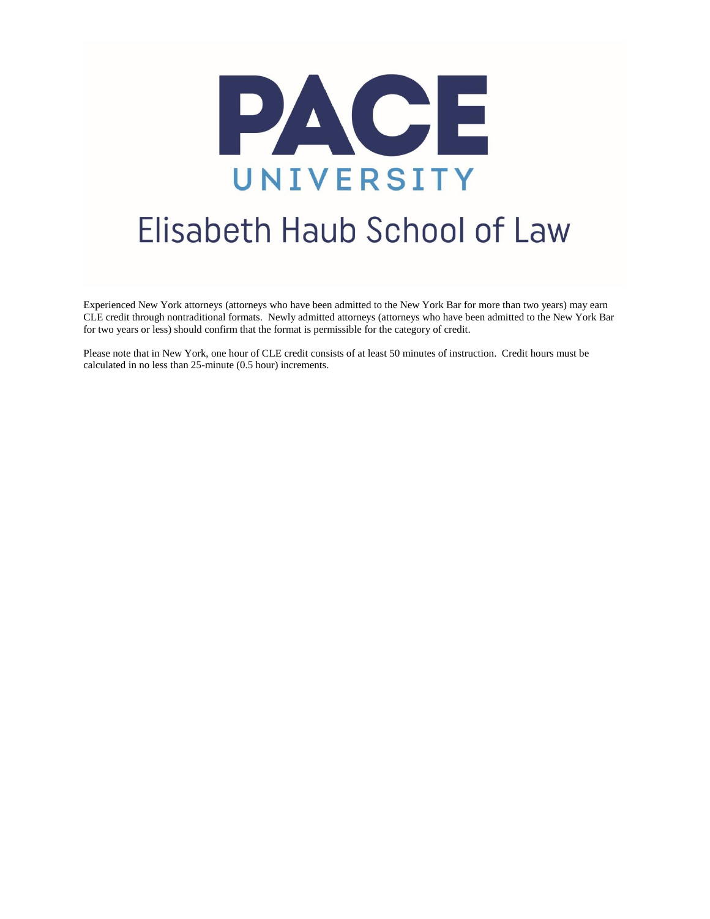# PACE UNIVERSITY

## Elisabeth Haub School of Law

Experienced New York attorneys (attorneys who have been admitted to the New York Bar for more than two years) may earn CLE credit through nontraditional formats. Newly admitted attorneys (attorneys who have been admitted to the New York Bar for two years or less) should confirm that the format is permissible for the category of credit.

Please note that in New York, one hour of CLE credit consists of at least 50 minutes of instruction. Credit hours must be calculated in no less than 25-minute (0.5 hour) increments.